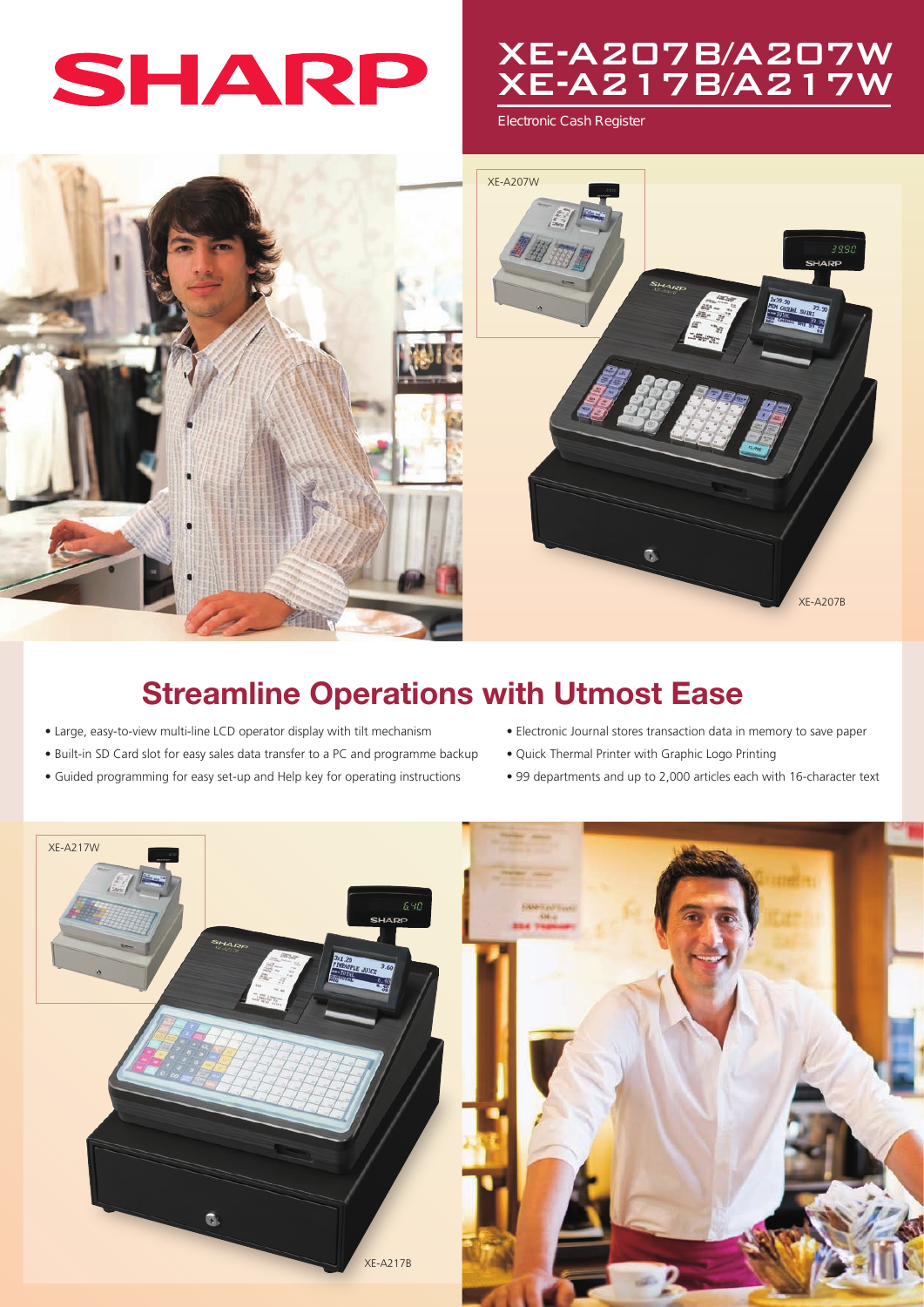SHARP

# XE-A207B/A207W XE-A217B/A217W

Electronic Cash Register

XE-A207W

XE-A207B

## Streamline Operations with Utmost Ease

- Large, easy-to-view multi-line LCD operator display with tilt mechanism
- Built-in SD Card slot for easy sales data transfer to a PC and programme backup
- Guided programming for easy set-up and Help key for operating instructions
- Electronic Journal stores transaction data in memory to save paper
- Quick Thermal Printer with Graphic Logo Printing
- 99 departments and up to 2,000 articles each with 16-character text

XE-A217W

XE-A217B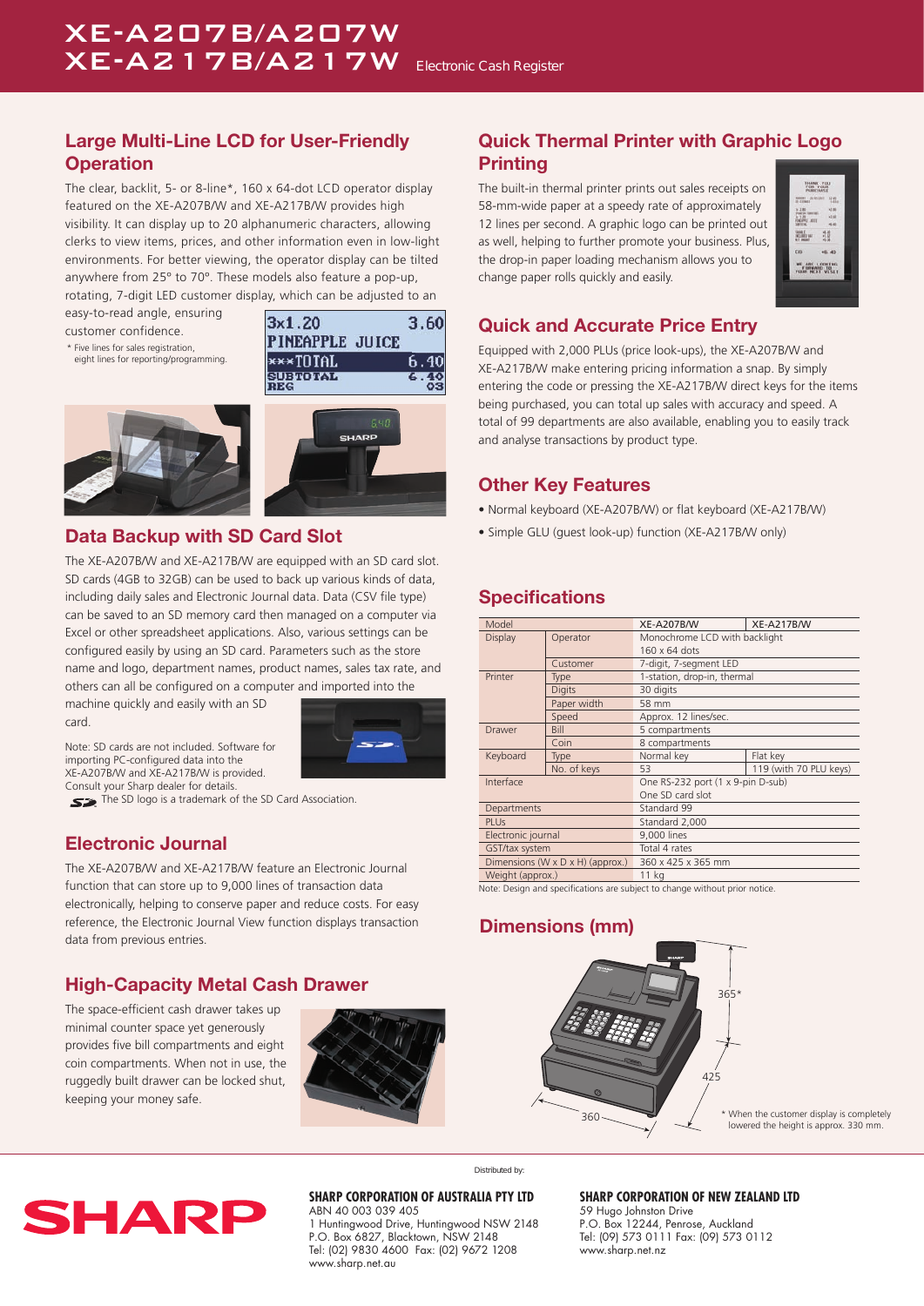# XE-A207B/A207W
# XE-A217B/A217W Electronic Cash Register

## Large Multi-Line LCD for User-Friendly Operation

The clear, backlit, 5- or 8-line*, 160 x 64-dot LCD operator display featured on the XE-A207B/W and XE-A217B/W provides high visibility. It can display up to 20 alphanumeric characters, allowing clerks to view items, prices, and other information even in low-light environments. For better viewing, the operator display can be tilted anywhere from 25° to 70°. These models also feature a pop-up, rotating, 7-digit LED customer display, which can be adjusted to an easy-to-read angle, ensuring customer confidence.

\* Five lines for sales registration, eight lines for reporting/programming.

3x1.20 3.60
PINEAPPLE JUICE
***TOTAL 6.40
SUBTOTAL 6.40
REG 03

## Data Backup with SD Card Slot

The XE-A207B/W and XE-A217B/W are equipped with an SD card slot. SD cards (4GB to 32GB) can be used to back up various kinds of data, including daily sales and Electronic Journal data. Data (CSV file type) can be saved to an SD memory card then managed on a computer via Excel or other spreadsheet applications. Also, various settings can be configured easily by using an SD card. Parameters such as the store name and logo, department names, product names, sales tax rate, and others can all be configured on a computer and imported into the machine quickly and easily with an SD card.

Note: SD cards are not included. Software for importing PC-configured data into the XE-A207B/W and XE-A217B/W is provided. Consult your Sharp dealer for details.

The SD logo is a trademark of the SD Card Association.

## Electronic Journal

The XE-A207B/W and XE-A217B/W feature an Electronic Journal function that can store up to 9,000 lines of transaction data electronically, helping to conserve paper and reduce costs. For easy reference, the Electronic Journal View function displays transaction data from previous entries.

## High-Capacity Metal Cash Drawer

The space-efficient cash drawer takes up minimal counter space yet generously provides five bill compartments and eight coin compartments. When not in use, the ruggedly built drawer can be locked shut, keeping your money safe.

## Quick Thermal Printer with Graphic Logo Printing

The built-in thermal printer prints out sales receipts on 58-mm-wide paper at a speedy rate of approximately 12 lines per second. A graphic logo can be printed out as well, helping to further promote your business. Plus, the drop-in paper loading mechanism allows you to change paper rolls quickly and easily.

## Quick and Accurate Price Entry

Equipped with 2,000 PLUs (price look-ups), the XE-A207B/W and XE-A217B/W make entering pricing information a snap. By simply entering the code or pressing the XE-A217B/W direct keys for the items being purchased, you can total up sales with accuracy and speed. A total of 99 departments are also available, enabling you to easily track and analyse transactions by product type.

## Other Key Features

- Normal keyboard (XE-A207B/W) or flat keyboard (XE-A217B/W)
- Simple GLU (guest look-up) function (XE-A217B/W only)

## Specifications

| Model | | XE-A207B/W | XE-A217B/W |
|---|---|---|---|
| Display | Operator | Monochrome LCD with backlight<br>160 x 64 dots | |
| | Customer | 7-digit, 7-segment LED | |
| Printer | Type | 1-station, drop-in, thermal | |
| | Digits | 30 digits | |
| | Paper width | 58 mm | |
| | Speed | Approx. 12 lines/sec. | |
| Drawer | Bill | 5 compartments | |
| | Coin | 8 compartments | |
| Keyboard | Type | Normal key | Flat key |
| | No. of keys | 53 | 119 (with 70 PLU keys) |
| Interface | | One RS-232 port (1 x 9-pin D-sub)<br>One SD card slot | |
| Departments | | Standard 99 | |
| PLUs | | Standard 2,000 | |
| Electronic journal | | 9,000 lines | |
| GST/tax system | | Total 4 rates | |
| Dimensions (W x D x H) (approx.) | | 360 x 425 x 365 mm | |
| Weight (approx.) | | 11 kg | |

Note: Design and specifications are subject to change without prior notice.

## Dimensions (mm)

365*
425
360

\* When the customer display is completely lowered the height is approx. 330 mm.

Distributed by:

**SHARP CORPORATION OF AUSTRALIA PTY LTD**
ABN 40 003 039 405
1 Huntingwood Drive, Huntingwood NSW 2148
P.O. Box 6827, Blacktown, NSW 2148
Tel: (02) 9830 4600 Fax: (02) 9672 1208
www.sharp.net.au

**SHARP CORPORATION OF NEW ZEALAND LTD**
59 Hugo Johnston Drive
P.O. Box 12244, Penrose, Auckland
Tel: (09) 573 0111 Fax: (09) 573 0112
www.sharp.net.nz